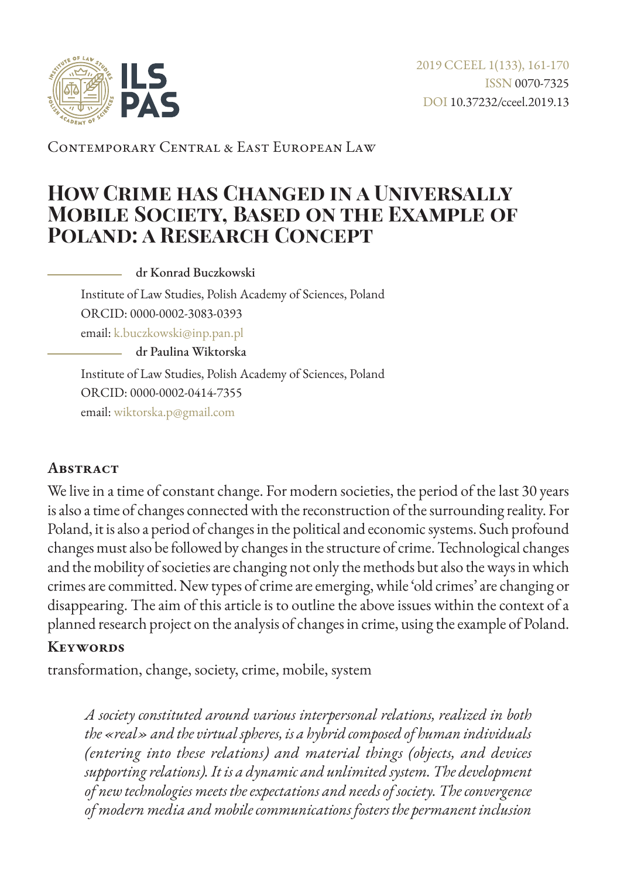Contemporary Central & East European Law

# How Crime has Changed in a Universally Mobile Society, Based on the Example of Poland: a Research Concept

**dr Konrad Buczkowski**

Institute of Law Studies, Polish Academy of Sciences, Poland
ORCID: 0000-0002-3083-0393
email: k.buczkowski@inp.pan.pl

**dr Paulina Wiktorska**

Institute of Law Studies, Polish Academy of Sciences, Poland
ORCID: 0000-0002-0414-7355
email: wiktorska.p@gmail.com

## Abstract

We live in a time of constant change. For modern societies, the period of the last 30 years is also a time of changes connected with the reconstruction of the surrounding reality. For Poland, it is also a period of changes in the political and economic systems. Such profound changes must also be followed by changes in the structure of crime. Technological changes and the mobility of societies are changing not only the methods but also the ways in which crimes are committed. New types of crime are emerging, while 'old crimes' are changing or disappearing. The aim of this article is to outline the above issues within the context of a planned research project on the analysis of changes in crime, using the example of Poland.

## Keywords

transformation, change, society, crime, mobile, system

*A society constituted around various interpersonal relations, realized in both the «real» and the virtual spheres, is a hybrid composed of human individuals (entering into these relations) and material things (objects, and devices supporting relations). It is a dynamic and unlimited system. The development of new technologies meets the expectations and needs of society. The convergence of modern media and mobile communications fosters the permanent inclusion*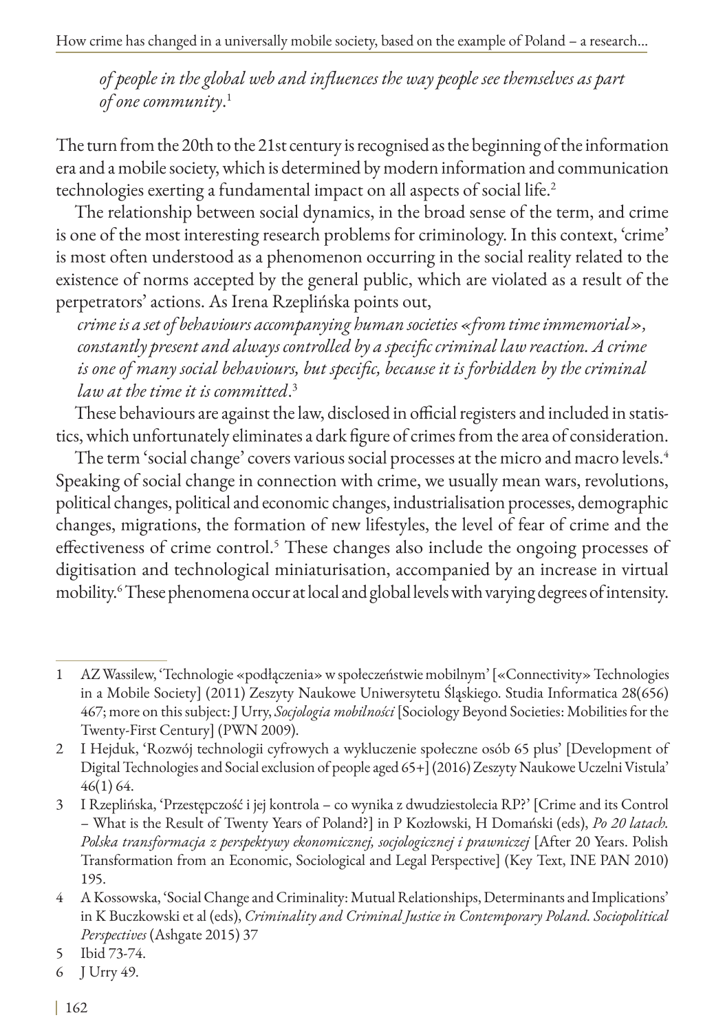*of people in the global web and influences the way people see themselves as part of one community*.[1]

The turn from the 20th to the 21st century is recognised as the beginning of the information era and a mobile society, which is determined by modern information and communication technologies exerting a fundamental impact on all aspects of social life.[2]

The relationship between social dynamics, in the broad sense of the term, and crime is one of the most interesting research problems for criminology. In this context, 'crime' is most often understood as a phenomenon occurring in the social reality related to the existence of norms accepted by the general public, which are violated as a result of the perpetrators' actions. As Irena Rzeplińska points out,

*crime is a set of behaviours accompanying human societies «from time immemorial», constantly present and always controlled by a specific criminal law reaction. A crime is one of many social behaviours, but specific, because it is forbidden by the criminal law at the time it is committed*.[3]

These behaviours are against the law, disclosed in official registers and included in statistics, which unfortunately eliminates a dark figure of crimes from the area of consideration.

The term 'social change' covers various social processes at the micro and macro levels.[4] Speaking of social change in connection with crime, we usually mean wars, revolutions, political changes, political and economic changes, industrialisation processes, demographic changes, migrations, the formation of new lifestyles, the level of fear of crime and the effectiveness of crime control.[5] These changes also include the ongoing processes of digitisation and technological miniaturisation, accompanied by an increase in virtual mobility.[6] These phenomena occur at local and global levels with varying degrees of intensity.

---

1 AZ Wassilew, 'Technologie «podłączenia» w społeczeństwie mobilnym' [«Connectivity» Technologies in a Mobile Society] (2011) Zeszyty Naukowe Uniwersytetu Śląskiego. Studia Informatica 28(656) 467; more on this subject: J Urry, *Socjologia mobilności* [Sociology Beyond Societies: Mobilities for the Twenty-First Century] (PWN 2009).

2 I Hejduk, 'Rozwój technologii cyfrowych a wykluczenie społeczne osób 65 plus' [Development of Digital Technologies and Social exclusion of people aged 65+] (2016) Zeszyty Naukowe Uczelni Vistula' 46(1) 64.

3 I Rzeplińska, 'Przestępczość i jej kontrola – co wynika z dwudziestolecia RP?' [Crime and its Control – What is the Result of Twenty Years of Poland?] in P Kozłowski, H Domański (eds), *Po 20 latach. Polska transformacja z perspektywy ekonomicznej, socjologicznej i prawniczej* [After 20 Years. Polish Transformation from an Economic, Sociological and Legal Perspective] (Key Text, INE PAN 2010) 195.

4 A Kossowska, 'Social Change and Criminality: Mutual Relationships, Determinants and Implications' in K Buczkowski et al (eds), *Criminality and Criminal Justice in Contemporary Poland. Sociopolitical Perspectives* (Ashgate 2015) 37

5 Ibid 73-74.

6 J Urry 49.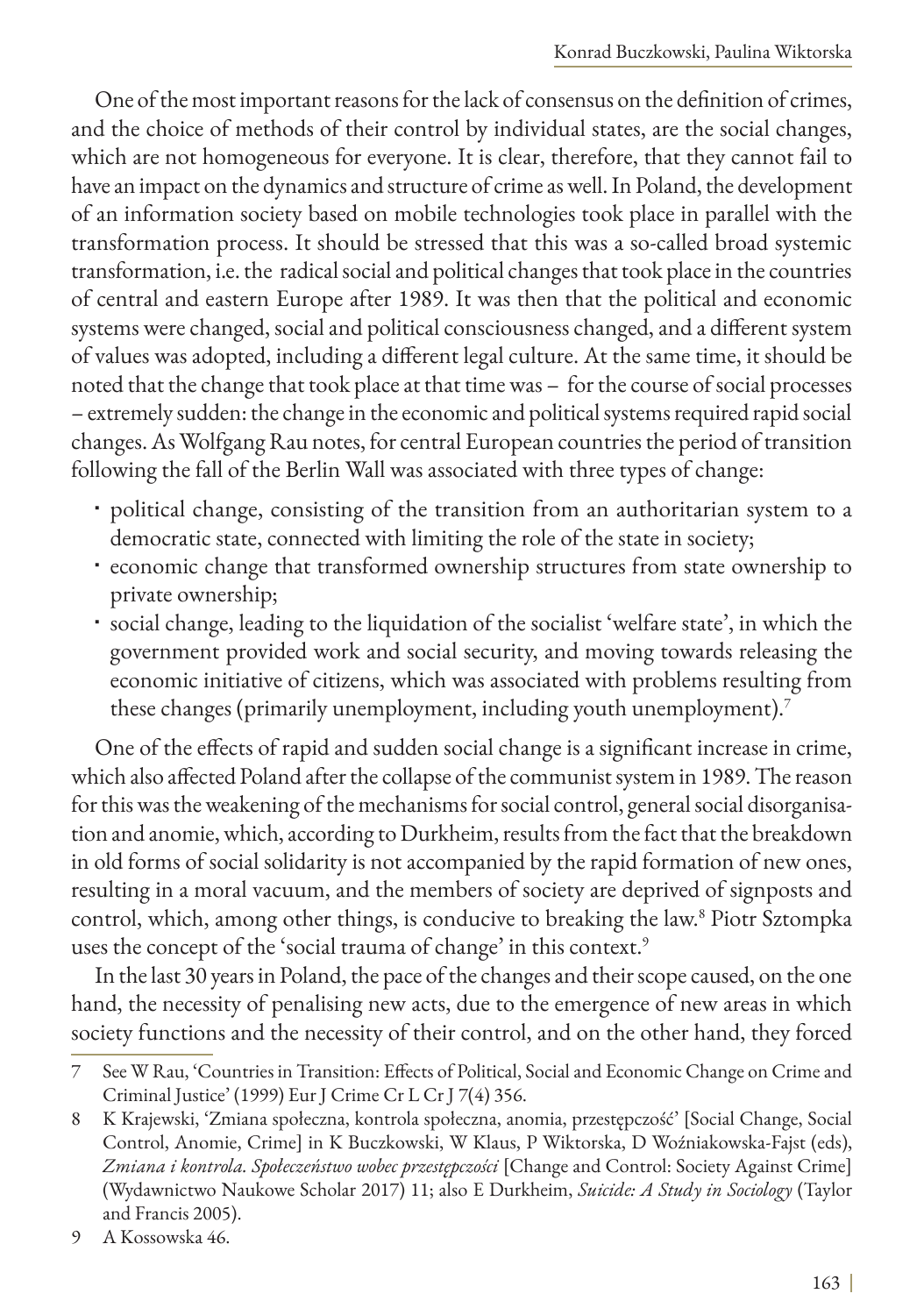One of the most important reasons for the lack of consensus on the definition of crimes, and the choice of methods of their control by individual states, are the social changes, which are not homogeneous for everyone. It is clear, therefore, that they cannot fail to have an impact on the dynamics and structure of crime as well. In Poland, the development of an information society based on mobile technologies took place in parallel with the transformation process. It should be stressed that this was a so-called broad systemic transformation, i.e. the radical social and political changes that took place in the countries of central and eastern Europe after 1989. It was then that the political and economic systems were changed, social and political consciousness changed, and a different system of values was adopted, including a different legal culture. At the same time, it should be noted that the change that took place at that time was – for the course of social processes – extremely sudden: the change in the economic and political systems required rapid social changes. As Wolfgang Rau notes, for central European countries the period of transition following the fall of the Berlin Wall was associated with three types of change:

- political change, consisting of the transition from an authoritarian system to a democratic state, connected with limiting the role of the state in society;
- economic change that transformed ownership structures from state ownership to private ownership;
- social change, leading to the liquidation of the socialist 'welfare state', in which the government provided work and social security, and moving towards releasing the economic initiative of citizens, which was associated with problems resulting from these changes (primarily unemployment, including youth unemployment).[7]

One of the effects of rapid and sudden social change is a significant increase in crime, which also affected Poland after the collapse of the communist system in 1989. The reason for this was the weakening of the mechanisms for social control, general social disorganisation and anomie, which, according to Durkheim, results from the fact that the breakdown in old forms of social solidarity is not accompanied by the rapid formation of new ones, resulting in a moral vacuum, and the members of society are deprived of signposts and control, which, among other things, is conducive to breaking the law.[8] Piotr Sztompka uses the concept of the 'social trauma of change' in this context.[9]

In the last 30 years in Poland, the pace of the changes and their scope caused, on the one hand, the necessity of penalising new acts, due to the emergence of new areas in which society functions and the necessity of their control, and on the other hand, they forced

---

7 See W Rau, 'Countries in Transition: Effects of Political, Social and Economic Change on Crime and Criminal Justice' (1999) Eur J Crime Cr L Cr J 7(4) 356.

8 K Krajewski, 'Zmiana społeczna, kontrola społeczna, anomia, przestępczość' [Social Change, Social Control, Anomie, Crime] in K Buczkowski, W Klaus, P Wiktorska, D Woźniakowska-Fajst (eds), *Zmiana i kontrola. Społeczeństwo wobec przestępczości* [Change and Control: Society Against Crime] (Wydawnictwo Naukowe Scholar 2017) 11; also E Durkheim, *Suicide: A Study in Sociology* (Taylor and Francis 2005).

9 A Kossowska 46.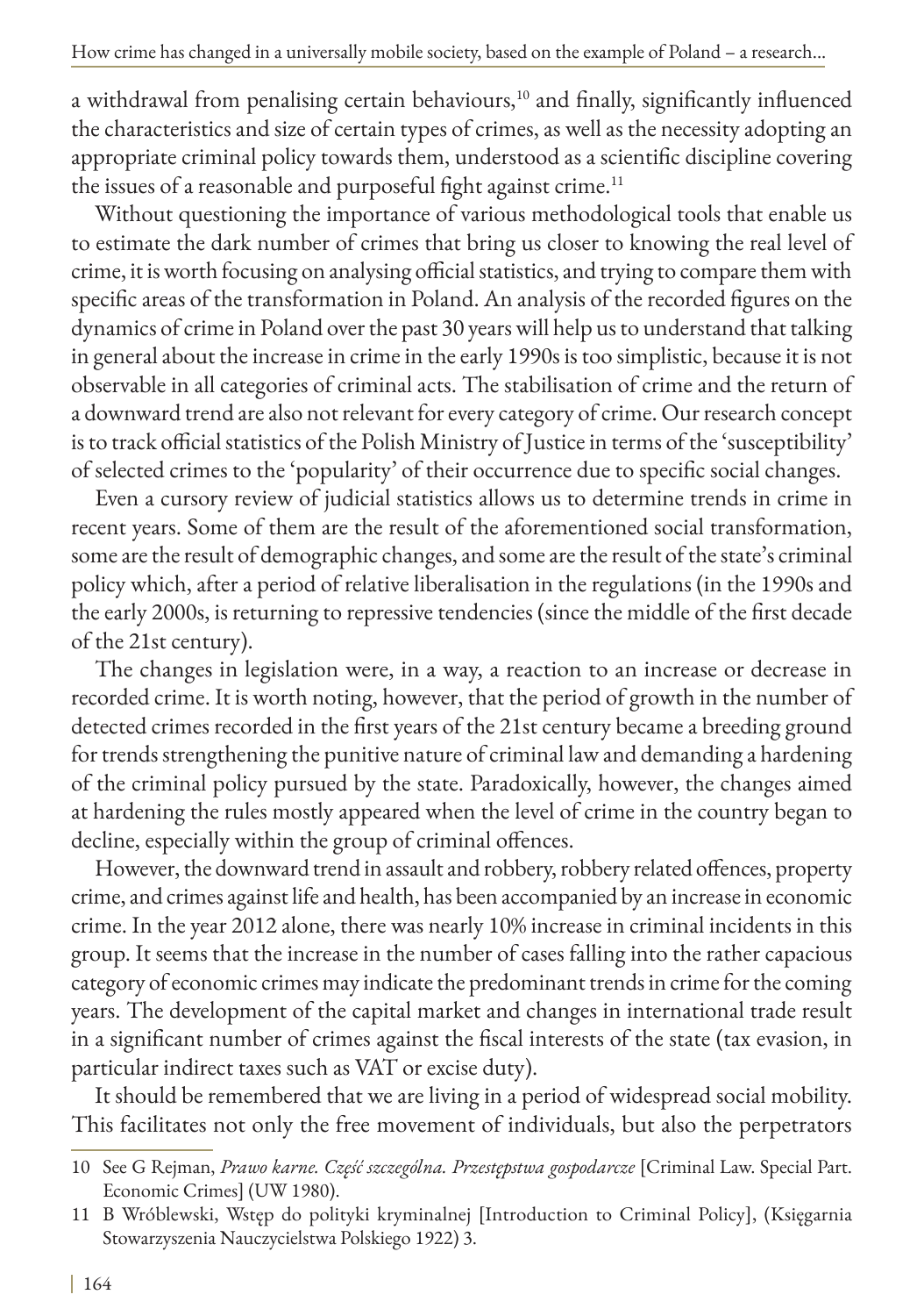a withdrawal from penalising certain behaviours,[10] and finally, significantly influenced the characteristics and size of certain types of crimes, as well as the necessity adopting an appropriate criminal policy towards them, understood as a scientific discipline covering the issues of a reasonable and purposeful fight against crime.[11]

Without questioning the importance of various methodological tools that enable us to estimate the dark number of crimes that bring us closer to knowing the real level of crime, it is worth focusing on analysing official statistics, and trying to compare them with specific areas of the transformation in Poland. An analysis of the recorded figures on the dynamics of crime in Poland over the past 30 years will help us to understand that talking in general about the increase in crime in the early 1990s is too simplistic, because it is not observable in all categories of criminal acts. The stabilisation of crime and the return of a downward trend are also not relevant for every category of crime. Our research concept is to track official statistics of the Polish Ministry of Justice in terms of the 'susceptibility' of selected crimes to the 'popularity' of their occurrence due to specific social changes.

Even a cursory review of judicial statistics allows us to determine trends in crime in recent years. Some of them are the result of the aforementioned social transformation, some are the result of demographic changes, and some are the result of the state's criminal policy which, after a period of relative liberalisation in the regulations (in the 1990s and the early 2000s, is returning to repressive tendencies (since the middle of the first decade of the 21st century).

The changes in legislation were, in a way, a reaction to an increase or decrease in recorded crime. It is worth noting, however, that the period of growth in the number of detected crimes recorded in the first years of the 21st century became a breeding ground for trends strengthening the punitive nature of criminal law and demanding a hardening of the criminal policy pursued by the state. Paradoxically, however, the changes aimed at hardening the rules mostly appeared when the level of crime in the country began to decline, especially within the group of criminal offences.

However, the downward trend in assault and robbery, robbery related offences, property crime, and crimes against life and health, has been accompanied by an increase in economic crime. In the year 2012 alone, there was nearly 10% increase in criminal incidents in this group. It seems that the increase in the number of cases falling into the rather capacious category of economic crimes may indicate the predominant trends in crime for the coming years. The development of the capital market and changes in international trade result in a significant number of crimes against the fiscal interests of the state (tax evasion, in particular indirect taxes such as VAT or excise duty).

It should be remembered that we are living in a period of widespread social mobility. This facilitates not only the free movement of individuals, but also the perpetrators

---

10 See G Rejman, *Prawo karne. Część szczególna. Przestępstwa gospodarcze* [Criminal Law. Special Part. Economic Crimes] (UW 1980).

11 B Wróblewski, Wstęp do polityki kryminalnej [Introduction to Criminal Policy], (Księgarnia Stowarzyszenia Nauczycielstwa Polskiego 1922) 3.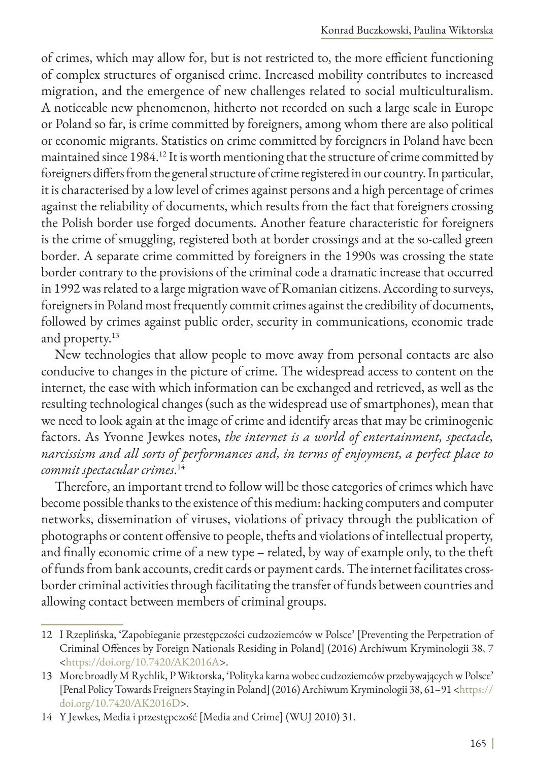of crimes, which may allow for, but is not restricted to, the more efficient functioning of complex structures of organised crime. Increased mobility contributes to increased migration, and the emergence of new challenges related to social multiculturalism. A noticeable new phenomenon, hitherto not recorded on such a large scale in Europe or Poland so far, is crime committed by foreigners, among whom there are also political or economic migrants. Statistics on crime committed by foreigners in Poland have been maintained since 1984.[12] It is worth mentioning that the structure of crime committed by foreigners differs from the general structure of crime registered in our country. In particular, it is characterised by a low level of crimes against persons and a high percentage of crimes against the reliability of documents, which results from the fact that foreigners crossing the Polish border use forged documents. Another feature characteristic for foreigners is the crime of smuggling, registered both at border crossings and at the so-called green border. A separate crime committed by foreigners in the 1990s was crossing the state border contrary to the provisions of the criminal code a dramatic increase that occurred in 1992 was related to a large migration wave of Romanian citizens. According to surveys, foreigners in Poland most frequently commit crimes against the credibility of documents, followed by crimes against public order, security in communications, economic trade and property.[13]

New technologies that allow people to move away from personal contacts are also conducive to changes in the picture of crime. The widespread access to content on the internet, the ease with which information can be exchanged and retrieved, as well as the resulting technological changes (such as the widespread use of smartphones), mean that we need to look again at the image of crime and identify areas that may be criminogenic factors. As Yvonne Jewkes notes, *the internet is a world of entertainment, spectacle, narcissism and all sorts of performances and, in terms of enjoyment, a perfect place to commit spectacular crimes*.[14]

Therefore, an important trend to follow will be those categories of crimes which have become possible thanks to the existence of this medium: hacking computers and computer networks, dissemination of viruses, violations of privacy through the publication of photographs or content offensive to people, thefts and violations of intellectual property, and finally economic crime of a new type – related, by way of example only, to the theft of funds from bank accounts, credit cards or payment cards. The internet facilitates cross-border criminal activities through facilitating the transfer of funds between countries and allowing contact between members of criminal groups.

---

12 I Rzeplińska, 'Zapobieganie przestępczości cudzoziemców w Polsce' [Preventing the Perpetration of Criminal Offences by Foreign Nationals Residing in Poland] (2016) Archiwum Kryminologii 38, 7 <https://doi.org/10.7420/AK2016A>.

13 More broadly M Rychlik, P Wiktorska, 'Polityka karna wobec cudzoziemców przebywających w Polsce' [Penal Policy Towards Freigners Staying in Poland] (2016) Archiwum Kryminologii 38, 61–91 <https://doi.org/10.7420/AK2016D>.

14 Y Jewkes, Media i przestępczość [Media and Crime] (WUJ 2010) 31.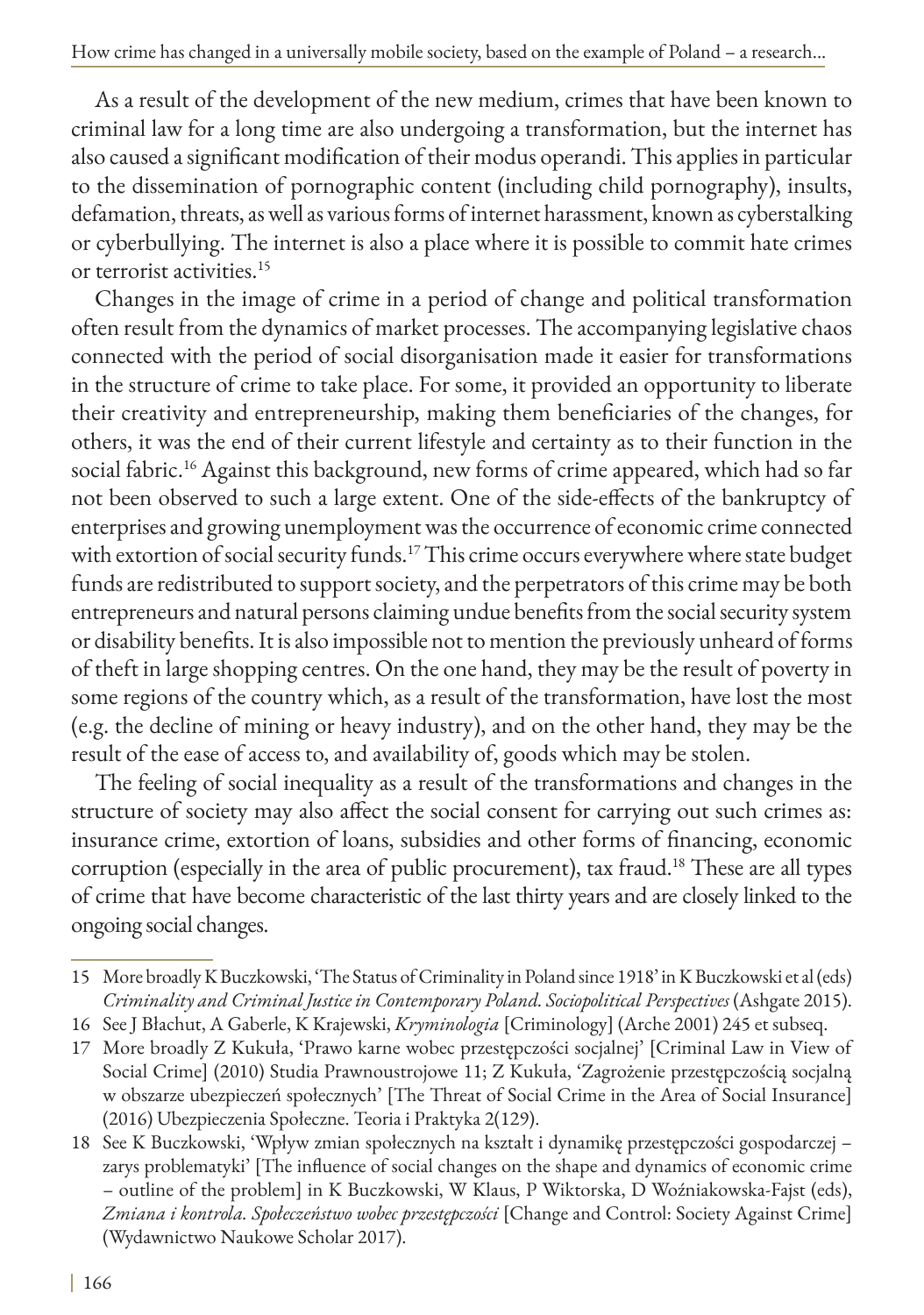As a result of the development of the new medium, crimes that have been known to criminal law for a long time are also undergoing a transformation, but the internet has also caused a significant modification of their modus operandi. This applies in particular to the dissemination of pornographic content (including child pornography), insults, defamation, threats, as well as various forms of internet harassment, known as cyberstalking or cyberbullying. The internet is also a place where it is possible to commit hate crimes or terrorist activities.[15]

Changes in the image of crime in a period of change and political transformation often result from the dynamics of market processes. The accompanying legislative chaos connected with the period of social disorganisation made it easier for transformations in the structure of crime to take place. For some, it provided an opportunity to liberate their creativity and entrepreneurship, making them beneficiaries of the changes, for others, it was the end of their current lifestyle and certainty as to their function in the social fabric.[16] Against this background, new forms of crime appeared, which had so far not been observed to such a large extent. One of the side-effects of the bankruptcy of enterprises and growing unemployment was the occurrence of economic crime connected with extortion of social security funds.[17] This crime occurs everywhere where state budget funds are redistributed to support society, and the perpetrators of this crime may be both entrepreneurs and natural persons claiming undue benefits from the social security system or disability benefits. It is also impossible not to mention the previously unheard of forms of theft in large shopping centres. On the one hand, they may be the result of poverty in some regions of the country which, as a result of the transformation, have lost the most (e.g. the decline of mining or heavy industry), and on the other hand, they may be the result of the ease of access to, and availability of, goods which may be stolen.

The feeling of social inequality as a result of the transformations and changes in the structure of society may also affect the social consent for carrying out such crimes as: insurance crime, extortion of loans, subsidies and other forms of financing, economic corruption (especially in the area of public procurement), tax fraud.[18] These are all types of crime that have become characteristic of the last thirty years and are closely linked to the ongoing social changes.

---

15 More broadly K Buczkowski, 'The Status of Criminality in Poland since 1918' in K Buczkowski et al (eds) *Criminality and Criminal Justice in Contemporary Poland. Sociopolitical Perspectives* (Ashgate 2015).

16 See J Błachut, A Gaberle, K Krajewski, *Kryminologia* [Criminology] (Arche 2001) 245 et subseq.

17 More broadly Z Kukuła, 'Prawo karne wobec przestępczości socjalnej' [Criminal Law in View of Social Crime] (2010) Studia Prawnoustrojowe 11; Z Kukuła, 'Zagrożenie przestępczością socjalną w obszarze ubezpieczeń społecznych' [The Threat of Social Crime in the Area of Social Insurance] (2016) Ubezpieczenia Społeczne. Teoria i Praktyka 2(129).

18 See K Buczkowski, 'Wpływ zmian społecznych na kształt i dynamikę przestępczości gospodarczej – zarys problematyki' [The influence of social changes on the shape and dynamics of economic crime – outline of the problem] in K Buczkowski, W Klaus, P Wiktorska, D Woźniakowska-Fajst (eds), *Zmiana i kontrola. Społeczeństwo wobec przestępczości* [Change and Control: Society Against Crime] (Wydawnictwo Naukowe Scholar 2017).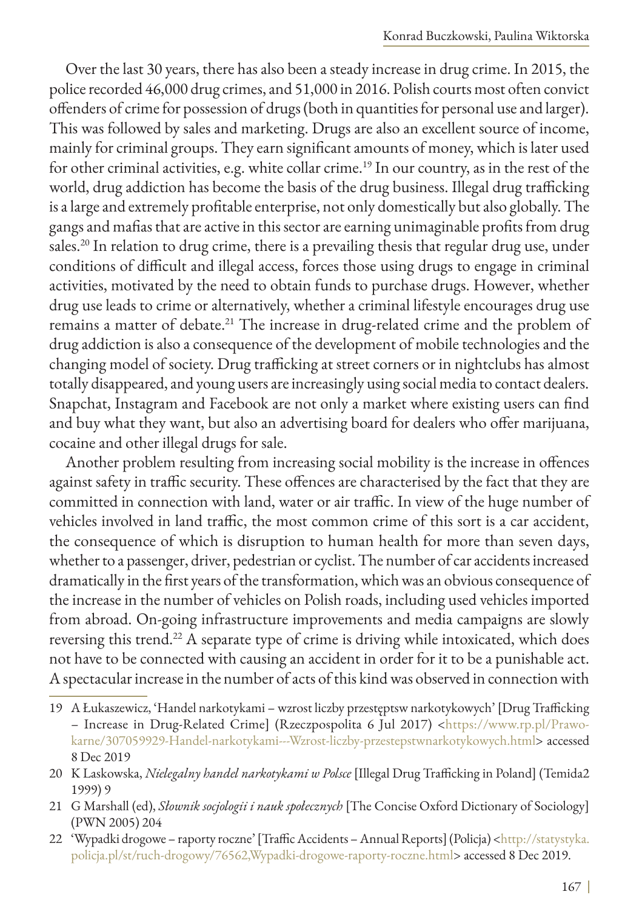Over the last 30 years, there has also been a steady increase in drug crime. In 2015, the police recorded 46,000 drug crimes, and 51,000 in 2016. Polish courts most often convict offenders of crime for possession of drugs (both in quantities for personal use and larger). This was followed by sales and marketing. Drugs are also an excellent source of income, mainly for criminal groups. They earn significant amounts of money, which is later used for other criminal activities, e.g. white collar crime.[19] In our country, as in the rest of the world, drug addiction has become the basis of the drug business. Illegal drug trafficking is a large and extremely profitable enterprise, not only domestically but also globally. The gangs and mafias that are active in this sector are earning unimaginable profits from drug sales.[20] In relation to drug crime, there is a prevailing thesis that regular drug use, under conditions of difficult and illegal access, forces those using drugs to engage in criminal activities, motivated by the need to obtain funds to purchase drugs. However, whether drug use leads to crime or alternatively, whether a criminal lifestyle encourages drug use remains a matter of debate.[21] The increase in drug-related crime and the problem of drug addiction is also a consequence of the development of mobile technologies and the changing model of society. Drug trafficking at street corners or in nightclubs has almost totally disappeared, and young users are increasingly using social media to contact dealers. Snapchat, Instagram and Facebook are not only a market where existing users can find and buy what they want, but also an advertising board for dealers who offer marijuana, cocaine and other illegal drugs for sale.

Another problem resulting from increasing social mobility is the increase in offences against safety in traffic security. These offences are characterised by the fact that they are committed in connection with land, water or air traffic. In view of the huge number of vehicles involved in land traffic, the most common crime of this sort is a car accident, the consequence of which is disruption to human health for more than seven days, whether to a passenger, driver, pedestrian or cyclist. The number of car accidents increased dramatically in the first years of the transformation, which was an obvious consequence of the increase in the number of vehicles on Polish roads, including used vehicles imported from abroad. On-going infrastructure improvements and media campaigns are slowly reversing this trend.[22] A separate type of crime is driving while intoxicated, which does not have to be connected with causing an accident in order for it to be a punishable act. A spectacular increase in the number of acts of this kind was observed in connection with

---

19 A Łukaszewicz, 'Handel narkotykami – wzrost liczby przestęptsw narkotykowych' [Drug Trafficking – Increase in Drug-Related Crime] (Rzeczpospolita 6 Jul 2017) <https://www.rp.pl/Prawo-karne/307059929-Handel-narkotykami---Wzrost-liczby-przestepstwnarkotykowych.html> accessed 8 Dec 2019

20 K Laskowska, *Nielegalny handel narkotykami w Polsce* [Illegal Drug Trafficking in Poland] (Temida2 1999) 9

21 G Marshall (ed), *Słownik socjologii i nauk społecznych* [The Concise Oxford Dictionary of Sociology] (PWN 2005) 204

22 'Wypadki drogowe – raporty roczne' [Traffic Accidents – Annual Reports] (Policja) <http://statystyka.policja.pl/st/ruch-drogowy/76562,Wypadki-drogowe-raporty-roczne.html> accessed 8 Dec 2019.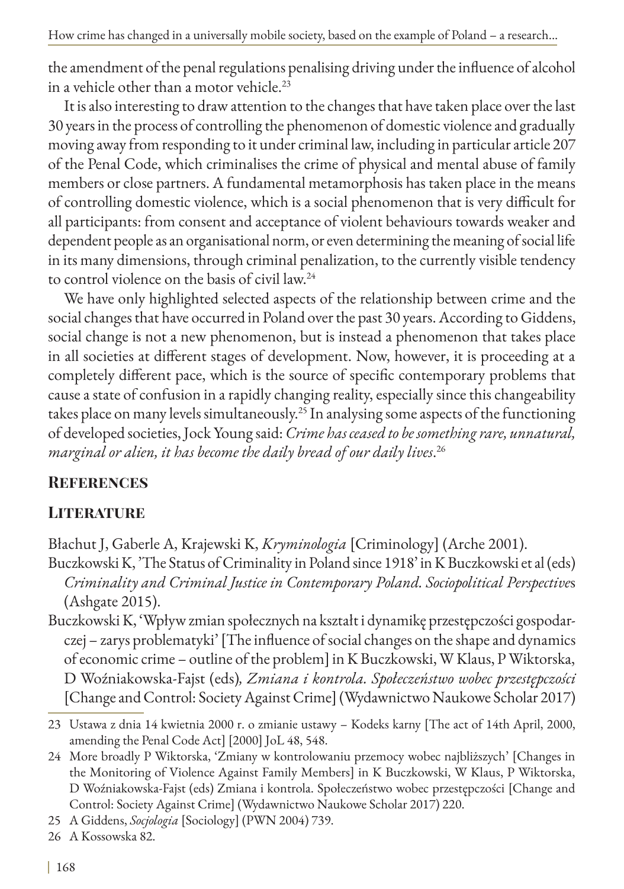the amendment of the penal regulations penalising driving under the influence of alcohol in a vehicle other than a motor vehicle.[23]

It is also interesting to draw attention to the changes that have taken place over the last 30 years in the process of controlling the phenomenon of domestic violence and gradually moving away from responding to it under criminal law, including in particular article 207 of the Penal Code, which criminalises the crime of physical and mental abuse of family members or close partners. A fundamental metamorphosis has taken place in the means of controlling domestic violence, which is a social phenomenon that is very difficult for all participants: from consent and acceptance of violent behaviours towards weaker and dependent people as an organisational norm, or even determining the meaning of social life in its many dimensions, through criminal penalization, to the currently visible tendency to control violence on the basis of civil law.[24]

We have only highlighted selected aspects of the relationship between crime and the social changes that have occurred in Poland over the past 30 years. According to Giddens, social change is not a new phenomenon, but is instead a phenomenon that takes place in all societies at different stages of development. Now, however, it is proceeding at a completely different pace, which is the source of specific contemporary problems that cause a state of confusion in a rapidly changing reality, especially since this changeability takes place on many levels simultaneously.[25] In analysing some aspects of the functioning of developed societies, Jock Young said: *Crime has ceased to be something rare, unnatural, marginal or alien, it has become the daily bread of our daily lives*.[26]

## References

### Literature

Błachut J, Gaberle A, Krajewski K, *Kryminologia* [Criminology] (Arche 2001).

Buczkowski K, 'The Status of Criminality in Poland since 1918' in K Buczkowski et al (eds) *Criminality and Criminal Justice in Contemporary Poland. Sociopolitical Perspectives* (Ashgate 2015).

Buczkowski K, 'Wpływ zmian społecznych na kształt i dynamikę przestępczości gospodarczej – zarys problematyki' [The influence of social changes on the shape and dynamics of economic crime – outline of the problem] in K Buczkowski, W Klaus, P Wiktorska, D Woźniakowska-Fajst (eds), *Zmiana i kontrola. Społeczeństwo wobec przestępczości* [Change and Control: Society Against Crime] (Wydawnictwo Naukowe Scholar 2017)

---

23 Ustawa z dnia 14 kwietnia 2000 r. o zmianie ustawy – Kodeks karny [The act of 14th April, 2000, amending the Penal Code Act] [2000] JoL 48, 548.

24 More broadly P Wiktorska, 'Zmiany w kontrolowaniu przemocy wobec najbliższych' [Changes in the Monitoring of Violence Against Family Members] in K Buczkowski, W Klaus, P Wiktorska, D Woźniakowska-Fajst (eds) Zmiana i kontrola. Społeczeństwo wobec przestępczości [Change and Control: Society Against Crime] (Wydawnictwo Naukowe Scholar 2017) 220.

25 A Giddens, *Socjologia* [Sociology] (PWN 2004) 739.

26 A Kossowska 82.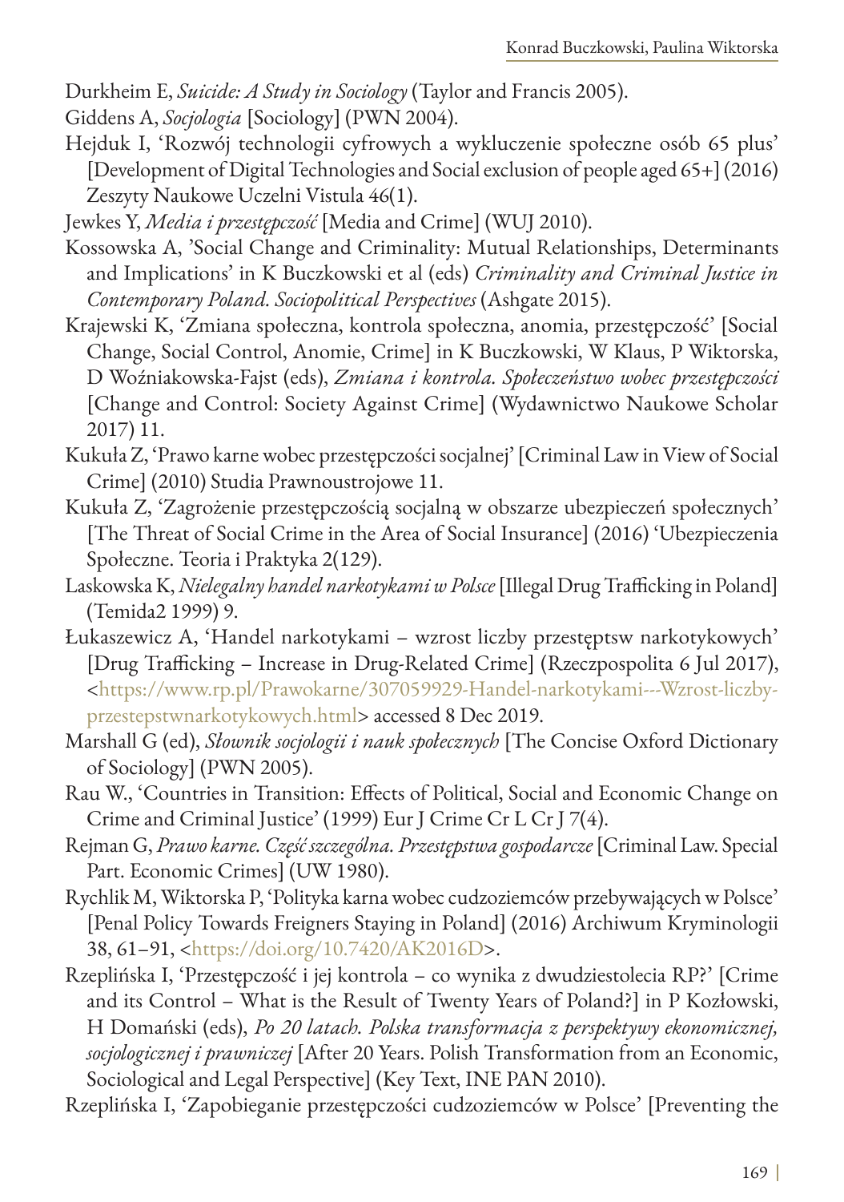Durkheim E, *Suicide: A Study in Sociology* (Taylor and Francis 2005).

Giddens A, *Socjologia* [Sociology] (PWN 2004).

Hejduk I, 'Rozwój technologii cyfrowych a wykluczenie społeczne osób 65 plus' [Development of Digital Technologies and Social exclusion of people aged 65+] (2016) Zeszyty Naukowe Uczelni Vistula 46(1).

Jewkes Y, *Media i przestępczość* [Media and Crime] (WUJ 2010).

Kossowska A, 'Social Change and Criminality: Mutual Relationships, Determinants and Implications' in K Buczkowski et al (eds) *Criminality and Criminal Justice in Contemporary Poland. Sociopolitical Perspectives* (Ashgate 2015).

Krajewski K, 'Zmiana społeczna, kontrola społeczna, anomia, przestępczość' [Social Change, Social Control, Anomie, Crime] in K Buczkowski, W Klaus, P Wiktorska, D Woźniakowska-Fajst (eds), *Zmiana i kontrola. Społeczeństwo wobec przestępczości* [Change and Control: Society Against Crime] (Wydawnictwo Naukowe Scholar 2017) 11.

Kukuła Z, 'Prawo karne wobec przestępczości socjalnej' [Criminal Law in View of Social Crime] (2010) Studia Prawnoustrojowe 11.

Kukuła Z, 'Zagrożenie przestępczością socjalną w obszarze ubezpieczeń społecznych' [The Threat of Social Crime in the Area of Social Insurance] (2016) 'Ubezpieczenia Społeczne. Teoria i Praktyka 2(129).

Laskowska K, *Nielegalny handel narkotykami w Polsce* [Illegal Drug Trafficking in Poland] (Temida2 1999) 9.

Łukaszewicz A, 'Handel narkotykami – wzrost liczby przestęptsw narkotykowych' [Drug Trafficking – Increase in Drug-Related Crime] (Rzeczpospolita 6 Jul 2017), <https://www.rp.pl/Prawokarne/307059929-Handel-narkotykami---Wzrost-liczby-przestepstwnarkotykowych.html> accessed 8 Dec 2019.

Marshall G (ed), *Słownik socjologii i nauk społecznych* [The Concise Oxford Dictionary of Sociology] (PWN 2005).

Rau W., 'Countries in Transition: Effects of Political, Social and Economic Change on Crime and Criminal Justice' (1999) Eur J Crime Cr L Cr J 7(4).

Rejman G, *Prawo karne. Część szczególna. Przestępstwa gospodarcze* [Criminal Law. Special Part. Economic Crimes] (UW 1980).

Rychlik M, Wiktorska P, 'Polityka karna wobec cudzoziemców przebywających w Polsce' [Penal Policy Towards Freigners Staying in Poland] (2016) Archiwum Kryminologii 38, 61–91, <https://doi.org/10.7420/AK2016D>.

Rzeplińska I, 'Przestępczość i jej kontrola – co wynika z dwudziestolecia RP?' [Crime and its Control – What is the Result of Twenty Years of Poland?] in P Kozłowski, H Domański (eds), *Po 20 latach. Polska transformacja z perspektywy ekonomicznej, socjologicznej i prawniczej* [After 20 Years. Polish Transformation from an Economic, Sociological and Legal Perspective] (Key Text, INE PAN 2010).

Rzeplińska I, 'Zapobieganie przestępczości cudzoziemców w Polsce' [Preventing the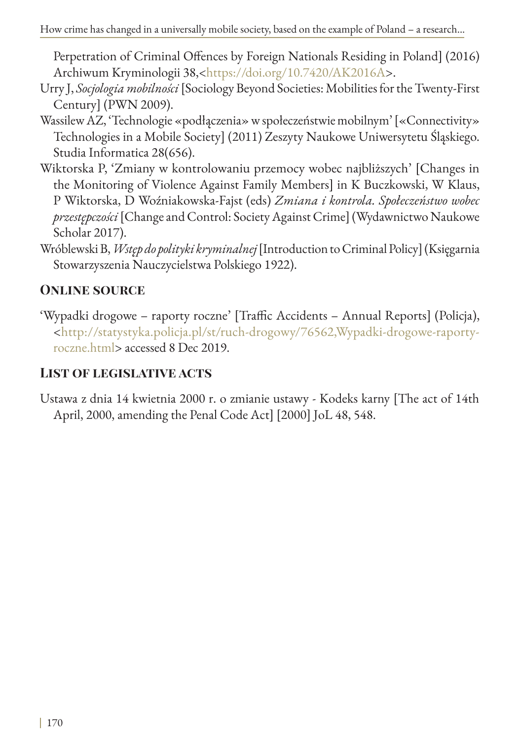Perpetration of Criminal Offences by Foreign Nationals Residing in Poland] (2016) Archiwum Kryminologii 38,<https://doi.org/10.7420/AK2016A>.

Urry J, *Socjologia mobilności* [Sociology Beyond Societies: Mobilities for the Twenty-First Century] (PWN 2009).

Wassilew AZ, 'Technologie «podłączenia» w społeczeństwie mobilnym' [«Connectivity» Technologies in a Mobile Society] (2011) Zeszyty Naukowe Uniwersytetu Śląskiego. Studia Informatica 28(656).

Wiktorska P, 'Zmiany w kontrolowaniu przemocy wobec najbliższych' [Changes in the Monitoring of Violence Against Family Members] in K Buczkowski, W Klaus, P Wiktorska, D Woźniakowska-Fajst (eds) *Zmiana i kontrola. Społeczeństwo wobec przestępczości* [Change and Control: Society Against Crime] (Wydawnictwo Naukowe Scholar 2017).

Wróblewski B, *Wstęp do polityki kryminalnej* [Introduction to Criminal Policy] (Księgarnia Stowarzyszenia Nauczycielstwa Polskiego 1922).

## Online source

'Wypadki drogowe – raporty roczne' [Traffic Accidents – Annual Reports] (Policja), <http://statystyka.policja.pl/st/ruch-drogowy/76562,Wypadki-drogowe-raporty-roczne.html> accessed 8 Dec 2019.

## List of legislative acts

Ustawa z dnia 14 kwietnia 2000 r. o zmianie ustawy - Kodeks karny [The act of 14th April, 2000, amending the Penal Code Act] [2000] JoL 48, 548.